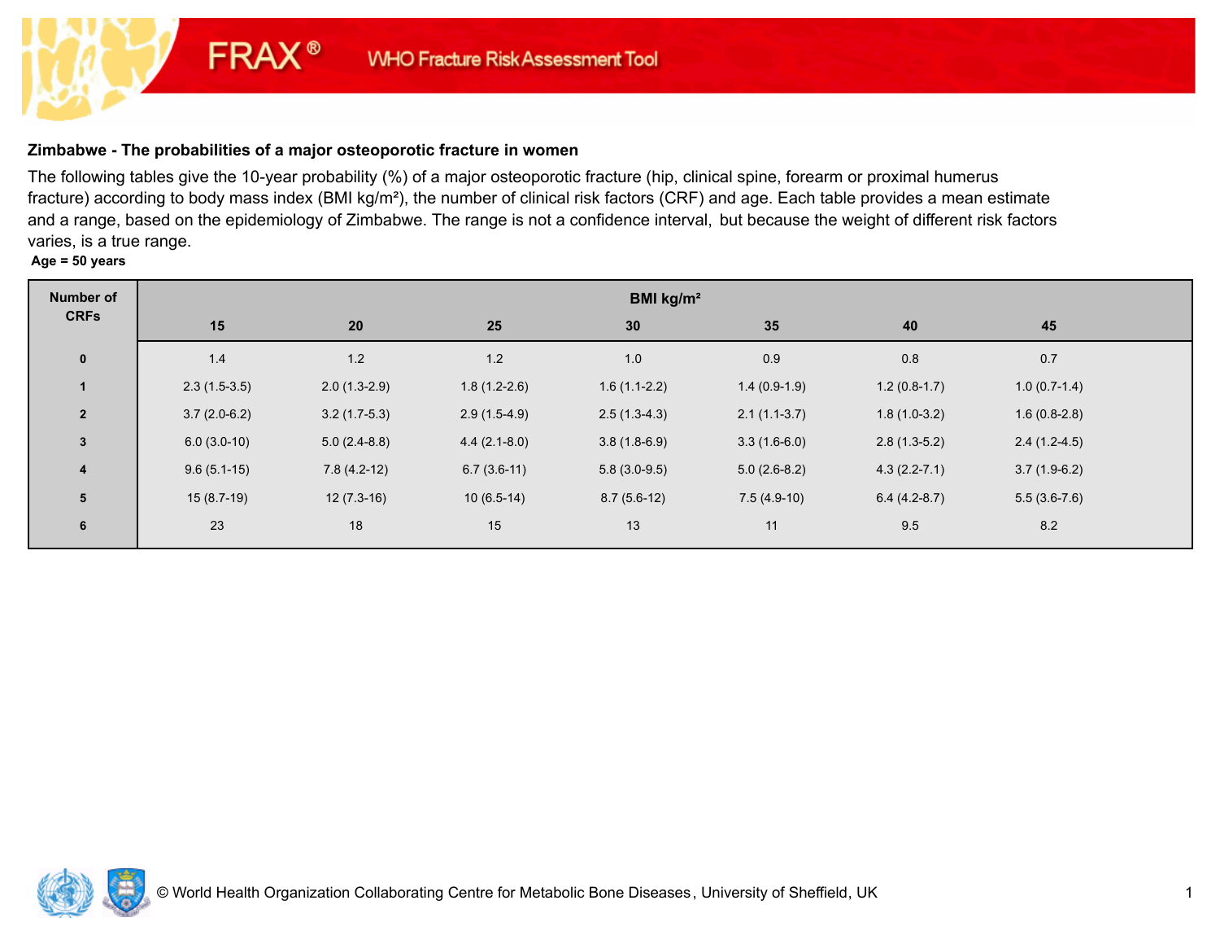FRAX® WHO Fracture Risk Assessment Tool

## Zimbabwe - The probabilities of a major osteoporotic fracture in women

The following tables give the 10-year probability (%) of a major osteoporotic fracture (hip, clinical spine, forearm or proximal humerus fracture) according to body mass index (BMI kg/m²), the number of clinical risk factors (CRF) and age. Each table provides a mean estimate and a range, based on the epidemiology of Zimbabwe. The range is not a confidence interval, but because the weight of different risk factors varies, is a true range.

**Age = 50 years**

| Number of CRFs | BMI kg/m² | | | | | | |
|---|---|---|---|---|---|---|---|
| | 15 | 20 | 25 | 30 | 35 | 40 | 45 |
| 0 | 1.4 | 1.2 | 1.2 | 1.0 | 0.9 | 0.8 | 0.7 |
| 1 | 2.3 (1.5-3.5) | 2.0 (1.3-2.9) | 1.8 (1.2-2.6) | 1.6 (1.1-2.2) | 1.4 (0.9-1.9) | 1.2 (0.8-1.7) | 1.0 (0.7-1.4) |
| 2 | 3.7 (2.0-6.2) | 3.2 (1.7-5.3) | 2.9 (1.5-4.9) | 2.5 (1.3-4.3) | 2.1 (1.1-3.7) | 1.8 (1.0-3.2) | 1.6 (0.8-2.8) |
| 3 | 6.0 (3.0-10) | 5.0 (2.4-8.8) | 4.4 (2.1-8.0) | 3.8 (1.8-6.9) | 3.3 (1.6-6.0) | 2.8 (1.3-5.2) | 2.4 (1.2-4.5) |
| 4 | 9.6 (5.1-15) | 7.8 (4.2-12) | 6.7 (3.6-11) | 5.8 (3.0-9.5) | 5.0 (2.6-8.2) | 4.3 (2.2-7.1) | 3.7 (1.9-6.2) |
| 5 | 15 (8.7-19) | 12 (7.3-16) | 10 (6.5-14) | 8.7 (5.6-12) | 7.5 (4.9-10) | 6.4 (4.2-8.7) | 5.5 (3.6-7.6) |
| 6 | 23 | 18 | 15 | 13 | 11 | 9.5 | 8.2 |

© World Health Organization Collaborating Centre for Metabolic Bone Diseases, University of Sheffield, UK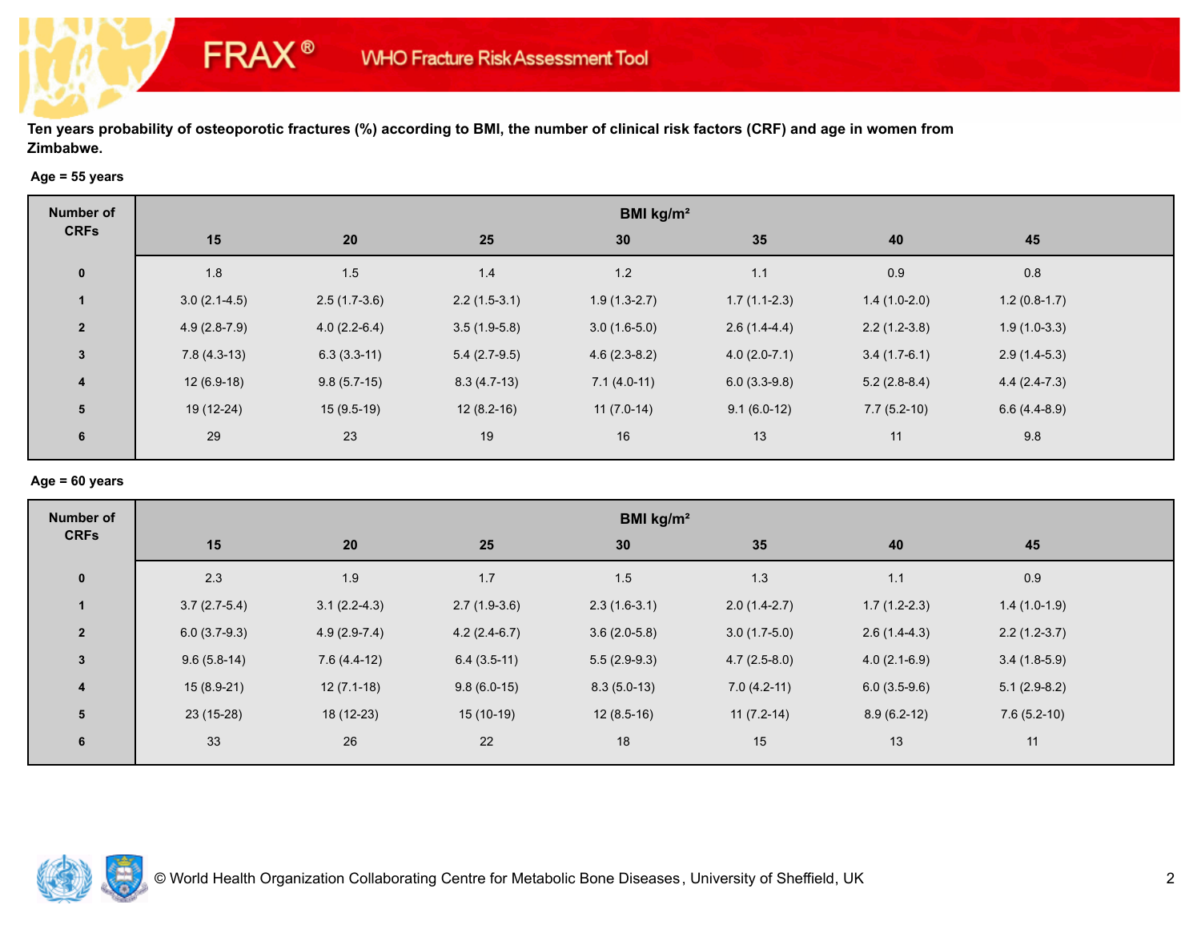FRAX® WHO Fracture Risk Assessment Tool

**Ten years probability of osteoporotic fractures (%) according to BMI, the number of clinical risk factors (CRF) and age in women from Zimbabwe.**

**Age = 55 years**

| Number of CRFs | BMI kg/m² | | | | | | |
|---|---|---|---|---|---|---|---|
| | 15 | 20 | 25 | 30 | 35 | 40 | 45 |
| 0 | 1.8 | 1.5 | 1.4 | 1.2 | 1.1 | 0.9 | 0.8 |
| 1 | 3.0 (2.1-4.5) | 2.5 (1.7-3.6) | 2.2 (1.5-3.1) | 1.9 (1.3-2.7) | 1.7 (1.1-2.3) | 1.4 (1.0-2.0) | 1.2 (0.8-1.7) |
| 2 | 4.9 (2.8-7.9) | 4.0 (2.2-6.4) | 3.5 (1.9-5.8) | 3.0 (1.6-5.0) | 2.6 (1.4-4.4) | 2.2 (1.2-3.8) | 1.9 (1.0-3.3) |
| 3 | 7.8 (4.3-13) | 6.3 (3.3-11) | 5.4 (2.7-9.5) | 4.6 (2.3-8.2) | 4.0 (2.0-7.1) | 3.4 (1.7-6.1) | 2.9 (1.4-5.3) |
| 4 | 12 (6.9-18) | 9.8 (5.7-15) | 8.3 (4.7-13) | 7.1 (4.0-11) | 6.0 (3.3-9.8) | 5.2 (2.8-8.4) | 4.4 (2.4-7.3) |
| 5 | 19 (12-24) | 15 (9.5-19) | 12 (8.2-16) | 11 (7.0-14) | 9.1 (6.0-12) | 7.7 (5.2-10) | 6.6 (4.4-8.9) |
| 6 | 29 | 23 | 19 | 16 | 13 | 11 | 9.8 |

**Age = 60 years**

| Number of CRFs | BMI kg/m² | | | | | | |
|---|---|---|---|---|---|---|---|
| | 15 | 20 | 25 | 30 | 35 | 40 | 45 |
| 0 | 2.3 | 1.9 | 1.7 | 1.5 | 1.3 | 1.1 | 0.9 |
| 1 | 3.7 (2.7-5.4) | 3.1 (2.2-4.3) | 2.7 (1.9-3.6) | 2.3 (1.6-3.1) | 2.0 (1.4-2.7) | 1.7 (1.2-2.3) | 1.4 (1.0-1.9) |
| 2 | 6.0 (3.7-9.3) | 4.9 (2.9-7.4) | 4.2 (2.4-6.7) | 3.6 (2.0-5.8) | 3.0 (1.7-5.0) | 2.6 (1.4-4.3) | 2.2 (1.2-3.7) |
| 3 | 9.6 (5.8-14) | 7.6 (4.4-12) | 6.4 (3.5-11) | 5.5 (2.9-9.3) | 4.7 (2.5-8.0) | 4.0 (2.1-6.9) | 3.4 (1.8-5.9) |
| 4 | 15 (8.9-21) | 12 (7.1-18) | 9.8 (6.0-15) | 8.3 (5.0-13) | 7.0 (4.2-11) | 6.0 (3.5-9.6) | 5.1 (2.9-8.2) |
| 5 | 23 (15-28) | 18 (12-23) | 15 (10-19) | 12 (8.5-16) | 11 (7.2-14) | 8.9 (6.2-12) | 7.6 (5.2-10) |
| 6 | 33 | 26 | 22 | 18 | 15 | 13 | 11 |

© World Health Organization Collaborating Centre for Metabolic Bone Diseases, University of Sheffield, UK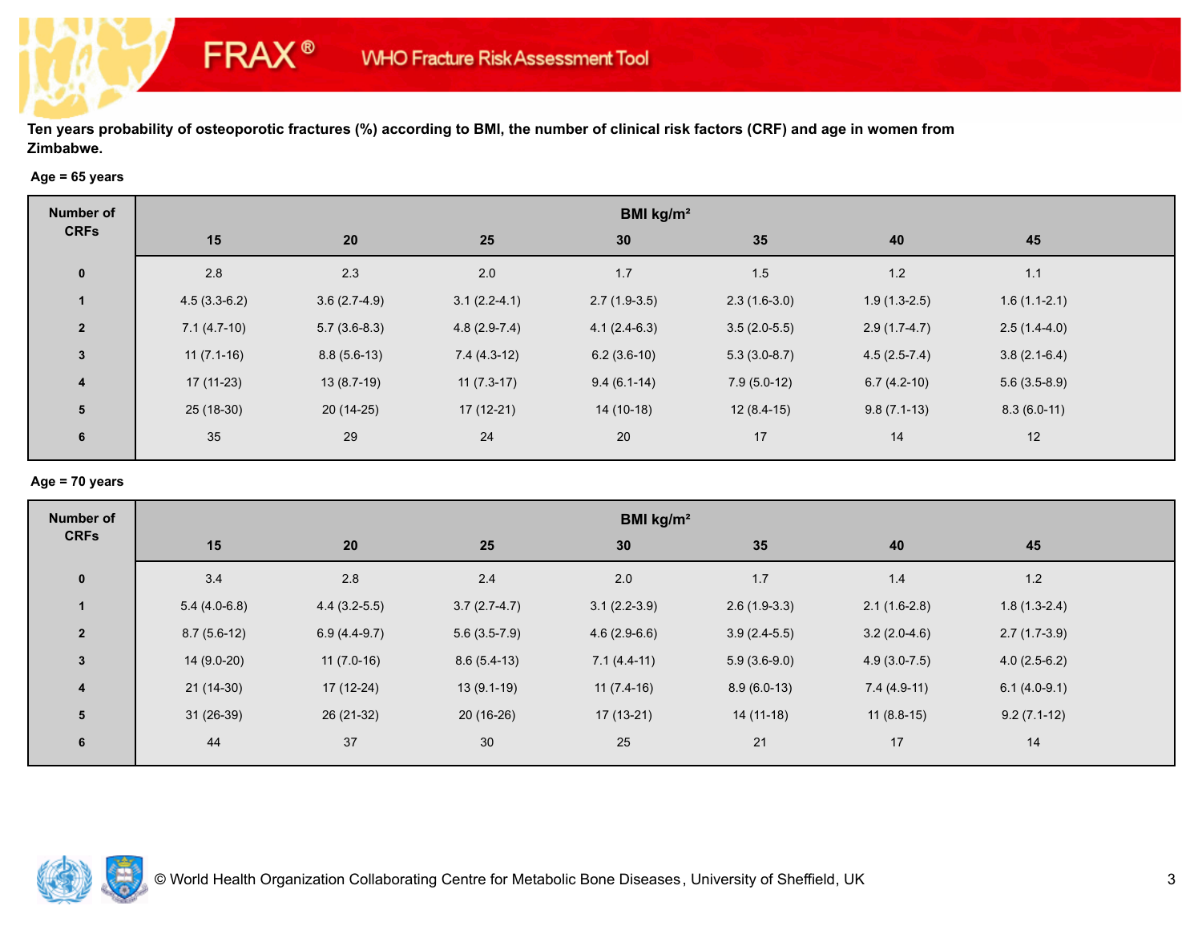FRAX® WHO Fracture Risk Assessment Tool

**Ten years probability of osteoporotic fractures (%) according to BMI, the number of clinical risk factors (CRF) and age in women from Zimbabwe.**

**Age = 65 years**

| Number of CRFs | BMI kg/m² | | | | | | |
|---|---|---|---|---|---|---|---|
| | 15 | 20 | 25 | 30 | 35 | 40 | 45 |
| 0 | 2.8 | 2.3 | 2.0 | 1.7 | 1.5 | 1.2 | 1.1 |
| 1 | 4.5 (3.3-6.2) | 3.6 (2.7-4.9) | 3.1 (2.2-4.1) | 2.7 (1.9-3.5) | 2.3 (1.6-3.0) | 1.9 (1.3-2.5) | 1.6 (1.1-2.1) |
| 2 | 7.1 (4.7-10) | 5.7 (3.6-8.3) | 4.8 (2.9-7.4) | 4.1 (2.4-6.3) | 3.5 (2.0-5.5) | 2.9 (1.7-4.7) | 2.5 (1.4-4.0) |
| 3 | 11 (7.1-16) | 8.8 (5.6-13) | 7.4 (4.3-12) | 6.2 (3.6-10) | 5.3 (3.0-8.7) | 4.5 (2.5-7.4) | 3.8 (2.1-6.4) |
| 4 | 17 (11-23) | 13 (8.7-19) | 11 (7.3-17) | 9.4 (6.1-14) | 7.9 (5.0-12) | 6.7 (4.2-10) | 5.6 (3.5-8.9) |
| 5 | 25 (18-30) | 20 (14-25) | 17 (12-21) | 14 (10-18) | 12 (8.4-15) | 9.8 (7.1-13) | 8.3 (6.0-11) |
| 6 | 35 | 29 | 24 | 20 | 17 | 14 | 12 |

**Age = 70 years**

| Number of CRFs | BMI kg/m² | | | | | | |
|---|---|---|---|---|---|---|---|
| | 15 | 20 | 25 | 30 | 35 | 40 | 45 |
| 0 | 3.4 | 2.8 | 2.4 | 2.0 | 1.7 | 1.4 | 1.2 |
| 1 | 5.4 (4.0-6.8) | 4.4 (3.2-5.5) | 3.7 (2.7-4.7) | 3.1 (2.2-3.9) | 2.6 (1.9-3.3) | 2.1 (1.6-2.8) | 1.8 (1.3-2.4) |
| 2 | 8.7 (5.6-12) | 6.9 (4.4-9.7) | 5.6 (3.5-7.9) | 4.6 (2.9-6.6) | 3.9 (2.4-5.5) | 3.2 (2.0-4.6) | 2.7 (1.7-3.9) |
| 3 | 14 (9.0-20) | 11 (7.0-16) | 8.6 (5.4-13) | 7.1 (4.4-11) | 5.9 (3.6-9.0) | 4.9 (3.0-7.5) | 4.0 (2.5-6.2) |
| 4 | 21 (14-30) | 17 (12-24) | 13 (9.1-19) | 11 (7.4-16) | 8.9 (6.0-13) | 7.4 (4.9-11) | 6.1 (4.0-9.1) |
| 5 | 31 (26-39) | 26 (21-32) | 20 (16-26) | 17 (13-21) | 14 (11-18) | 11 (8.8-15) | 9.2 (7.1-12) |
| 6 | 44 | 37 | 30 | 25 | 21 | 17 | 14 |

© World Health Organization Collaborating Centre for Metabolic Bone Diseases, University of Sheffield, UK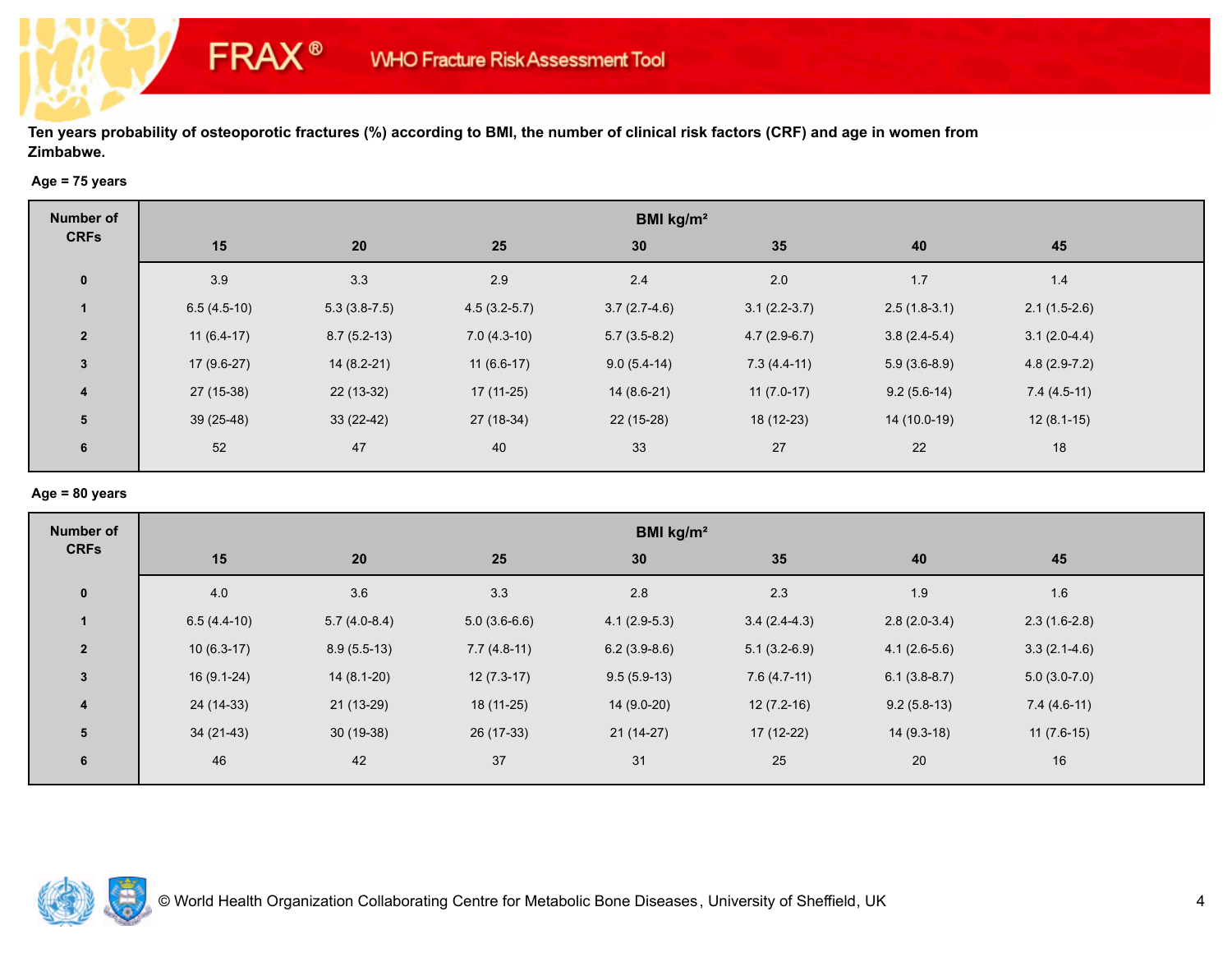FRAX® WHO Fracture Risk Assessment Tool

**Ten years probability of osteoporotic fractures (%) according to BMI, the number of clinical risk factors (CRF) and age in women from Zimbabwe.**

**Age = 75 years**

| Number of CRFs | BMI kg/m² | | | | | | |
|---|---|---|---|---|---|---|---|
| | 15 | 20 | 25 | 30 | 35 | 40 | 45 |
| 0 | 3.9 | 3.3 | 2.9 | 2.4 | 2.0 | 1.7 | 1.4 |
| 1 | 6.5 (4.5-10) | 5.3 (3.8-7.5) | 4.5 (3.2-5.7) | 3.7 (2.7-4.6) | 3.1 (2.2-3.7) | 2.5 (1.8-3.1) | 2.1 (1.5-2.6) |
| 2 | 11 (6.4-17) | 8.7 (5.2-13) | 7.0 (4.3-10) | 5.7 (3.5-8.2) | 4.7 (2.9-6.7) | 3.8 (2.4-5.4) | 3.1 (2.0-4.4) |
| 3 | 17 (9.6-27) | 14 (8.2-21) | 11 (6.6-17) | 9.0 (5.4-14) | 7.3 (4.4-11) | 5.9 (3.6-8.9) | 4.8 (2.9-7.2) |
| 4 | 27 (15-38) | 22 (13-32) | 17 (11-25) | 14 (8.6-21) | 11 (7.0-17) | 9.2 (5.6-14) | 7.4 (4.5-11) |
| 5 | 39 (25-48) | 33 (22-42) | 27 (18-34) | 22 (15-28) | 18 (12-23) | 14 (10.0-19) | 12 (8.1-15) |
| 6 | 52 | 47 | 40 | 33 | 27 | 22 | 18 |

**Age = 80 years**

| Number of CRFs | BMI kg/m² | | | | | | |
|---|---|---|---|---|---|---|---|
| | 15 | 20 | 25 | 30 | 35 | 40 | 45 |
| 0 | 4.0 | 3.6 | 3.3 | 2.8 | 2.3 | 1.9 | 1.6 |
| 1 | 6.5 (4.4-10) | 5.7 (4.0-8.4) | 5.0 (3.6-6.6) | 4.1 (2.9-5.3) | 3.4 (2.4-4.3) | 2.8 (2.0-3.4) | 2.3 (1.6-2.8) |
| 2 | 10 (6.3-17) | 8.9 (5.5-13) | 7.7 (4.8-11) | 6.2 (3.9-8.6) | 5.1 (3.2-6.9) | 4.1 (2.6-5.6) | 3.3 (2.1-4.6) |
| 3 | 16 (9.1-24) | 14 (8.1-20) | 12 (7.3-17) | 9.5 (5.9-13) | 7.6 (4.7-11) | 6.1 (3.8-8.7) | 5.0 (3.0-7.0) |
| 4 | 24 (14-33) | 21 (13-29) | 18 (11-25) | 14 (9.0-20) | 12 (7.2-16) | 9.2 (5.8-13) | 7.4 (4.6-11) |
| 5 | 34 (21-43) | 30 (19-38) | 26 (17-33) | 21 (14-27) | 17 (12-22) | 14 (9.3-18) | 11 (7.6-15) |
| 6 | 46 | 42 | 37 | 31 | 25 | 20 | 16 |

© World Health Organization Collaborating Centre for Metabolic Bone Diseases, University of Sheffield, UK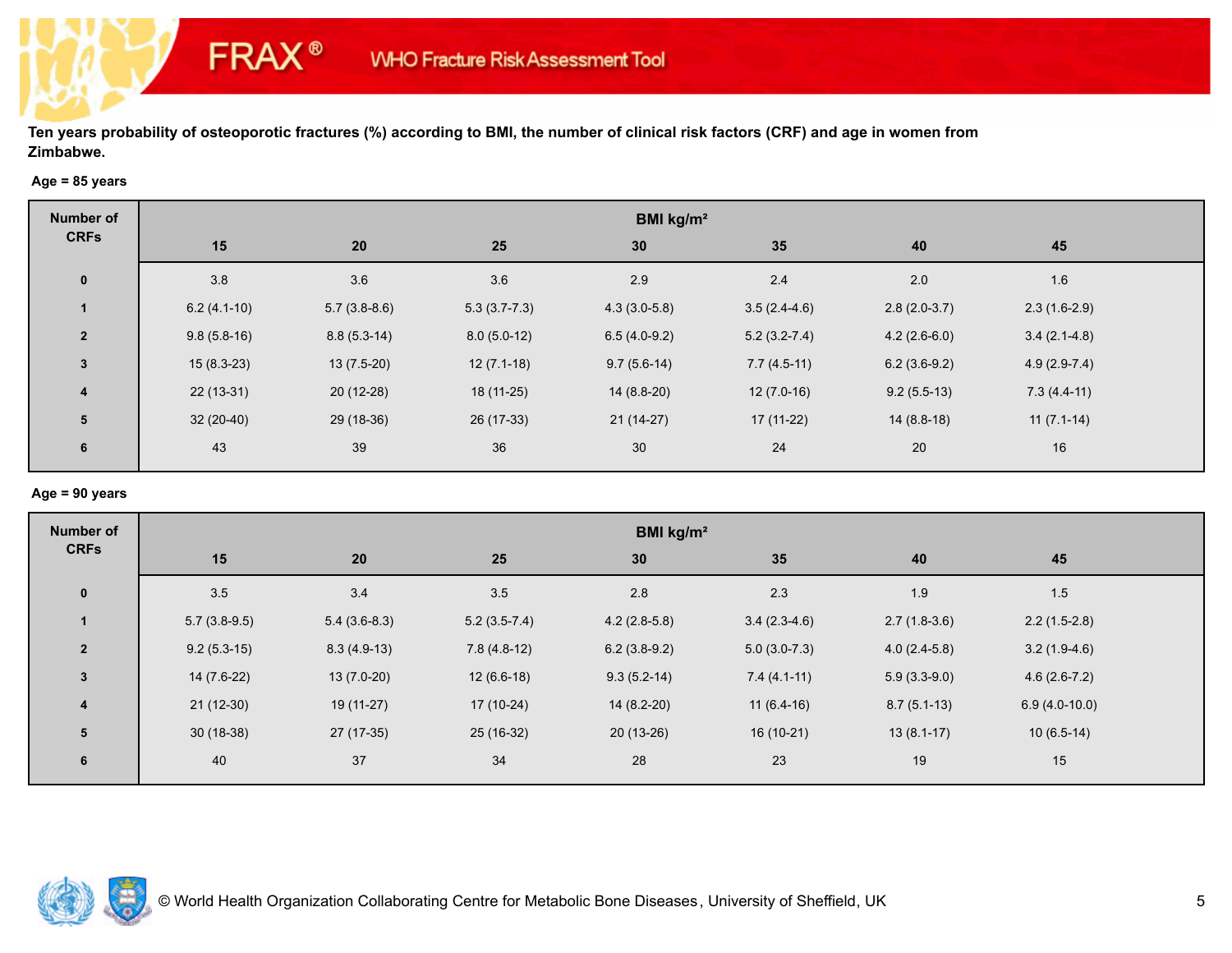FRAX® WHO Fracture Risk Assessment Tool

**Ten years probability of osteoporotic fractures (%) according to BMI, the number of clinical risk factors (CRF) and age in women from Zimbabwe.**

**Age = 85 years**

| Number of CRFs | BMI kg/m² | | | | | | |
|---|---|---|---|---|---|---|---|
| | 15 | 20 | 25 | 30 | 35 | 40 | 45 |
| 0 | 3.8 | 3.6 | 3.6 | 2.9 | 2.4 | 2.0 | 1.6 |
| 1 | 6.2 (4.1-10) | 5.7 (3.8-8.6) | 5.3 (3.7-7.3) | 4.3 (3.0-5.8) | 3.5 (2.4-4.6) | 2.8 (2.0-3.7) | 2.3 (1.6-2.9) |
| 2 | 9.8 (5.8-16) | 8.8 (5.3-14) | 8.0 (5.0-12) | 6.5 (4.0-9.2) | 5.2 (3.2-7.4) | 4.2 (2.6-6.0) | 3.4 (2.1-4.8) |
| 3 | 15 (8.3-23) | 13 (7.5-20) | 12 (7.1-18) | 9.7 (5.6-14) | 7.7 (4.5-11) | 6.2 (3.6-9.2) | 4.9 (2.9-7.4) |
| 4 | 22 (13-31) | 20 (12-28) | 18 (11-25) | 14 (8.8-20) | 12 (7.0-16) | 9.2 (5.5-13) | 7.3 (4.4-11) |
| 5 | 32 (20-40) | 29 (18-36) | 26 (17-33) | 21 (14-27) | 17 (11-22) | 14 (8.8-18) | 11 (7.1-14) |
| 6 | 43 | 39 | 36 | 30 | 24 | 20 | 16 |

**Age = 90 years**

| Number of CRFs | BMI kg/m² | | | | | | |
|---|---|---|---|---|---|---|---|
| | 15 | 20 | 25 | 30 | 35 | 40 | 45 |
| 0 | 3.5 | 3.4 | 3.5 | 2.8 | 2.3 | 1.9 | 1.5 |
| 1 | 5.7 (3.8-9.5) | 5.4 (3.6-8.3) | 5.2 (3.5-7.4) | 4.2 (2.8-5.8) | 3.4 (2.3-4.6) | 2.7 (1.8-3.6) | 2.2 (1.5-2.8) |
| 2 | 9.2 (5.3-15) | 8.3 (4.9-13) | 7.8 (4.8-12) | 6.2 (3.8-9.2) | 5.0 (3.0-7.3) | 4.0 (2.4-5.8) | 3.2 (1.9-4.6) |
| 3 | 14 (7.6-22) | 13 (7.0-20) | 12 (6.6-18) | 9.3 (5.2-14) | 7.4 (4.1-11) | 5.9 (3.3-9.0) | 4.6 (2.6-7.2) |
| 4 | 21 (12-30) | 19 (11-27) | 17 (10-24) | 14 (8.2-20) | 11 (6.4-16) | 8.7 (5.1-13) | 6.9 (4.0-10.0) |
| 5 | 30 (18-38) | 27 (17-35) | 25 (16-32) | 20 (13-26) | 16 (10-21) | 13 (8.1-17) | 10 (6.5-14) |
| 6 | 40 | 37 | 34 | 28 | 23 | 19 | 15 |

© World Health Organization Collaborating Centre for Metabolic Bone Diseases, University of Sheffield, UK